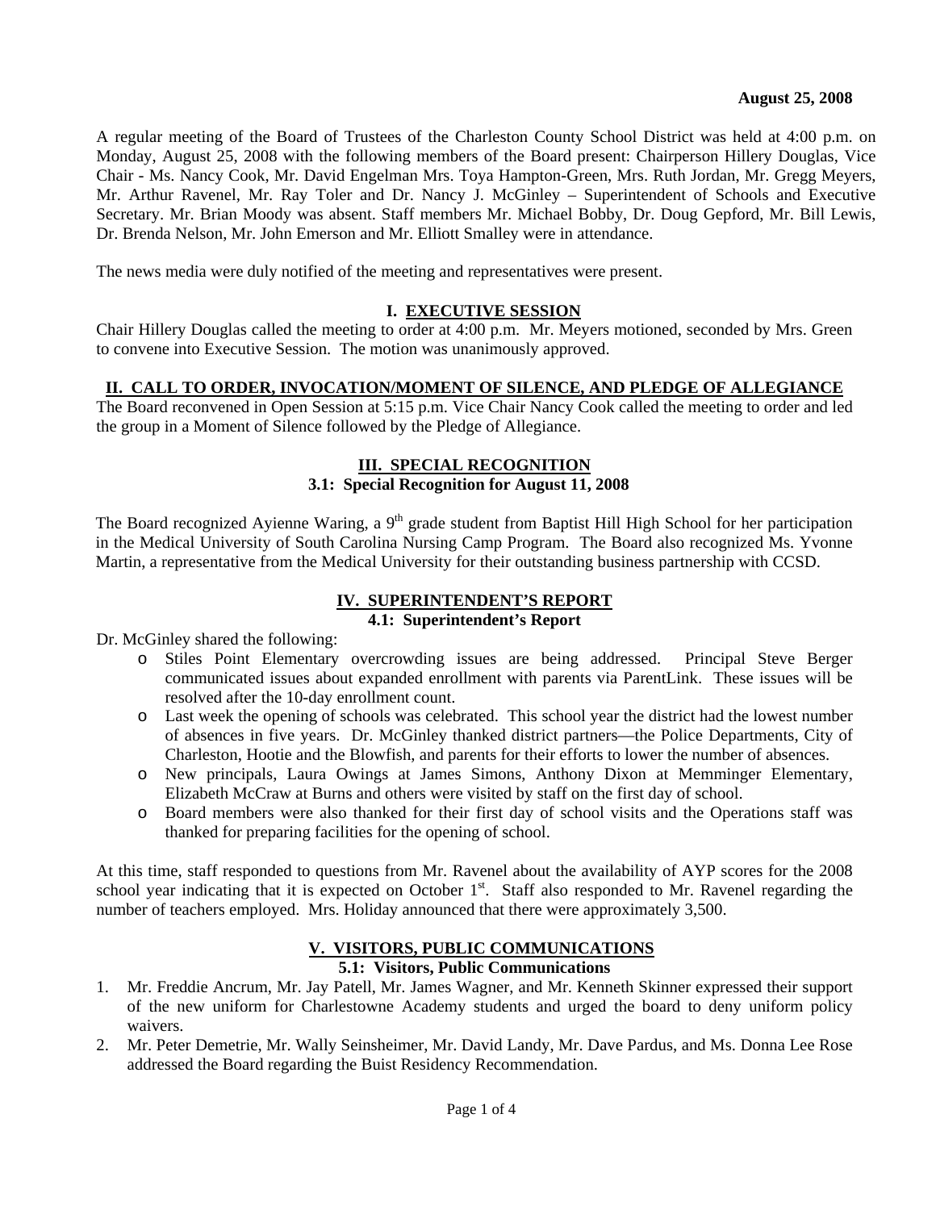**August 25, 2008**

A regular meeting of the Board of Trustees of the Charleston County School District was held at 4:00 p.m. on Monday, August 25, 2008 with the following members of the Board present: Chairperson Hillery Douglas, Vice Chair - Ms. Nancy Cook, Mr. David Engelman Mrs. Toya Hampton-Green, Mrs. Ruth Jordan, Mr. Gregg Meyers, Mr. Arthur Ravenel, Mr. Ray Toler and Dr. Nancy J. McGinley – Superintendent of Schools and Executive Secretary. Mr. Brian Moody was absent. Staff members Mr. Michael Bobby, Dr. Doug Gepford, Mr. Bill Lewis, Dr. Brenda Nelson, Mr. John Emerson and Mr. Elliott Smalley were in attendance.

The news media were duly notified of the meeting and representatives were present.

## I. EXECUTIVE SESSION

Chair Hillery Douglas called the meeting to order at 4:00 p.m. Mr. Meyers motioned, seconded by Mrs. Green to convene into Executive Session. The motion was unanimously approved.

## II. CALL TO ORDER, INVOCATION/MOMENT OF SILENCE, AND PLEDGE OF ALLEGIANCE

The Board reconvened in Open Session at 5:15 p.m. Vice Chair Nancy Cook called the meeting to order and led the group in a Moment of Silence followed by the Pledge of Allegiance.

## III. SPECIAL RECOGNITION

### 3.1: Special Recognition for August 11, 2008

The Board recognized Ayienne Waring, a 9th grade student from Baptist Hill High School for her participation in the Medical University of South Carolina Nursing Camp Program. The Board also recognized Ms. Yvonne Martin, a representative from the Medical University for their outstanding business partnership with CCSD.

## IV. SUPERINTENDENT'S REPORT

### 4.1: Superintendent's Report

Dr. McGinley shared the following:

- Stiles Point Elementary overcrowding issues are being addressed. Principal Steve Berger communicated issues about expanded enrollment with parents via ParentLink. These issues will be resolved after the 10-day enrollment count.
- Last week the opening of schools was celebrated. This school year the district had the lowest number of absences in five years. Dr. McGinley thanked district partners—the Police Departments, City of Charleston, Hootie and the Blowfish, and parents for their efforts to lower the number of absences.
- New principals, Laura Owings at James Simons, Anthony Dixon at Memminger Elementary, Elizabeth McCraw at Burns and others were visited by staff on the first day of school.
- Board members were also thanked for their first day of school visits and the Operations staff was thanked for preparing facilities for the opening of school.

At this time, staff responded to questions from Mr. Ravenel about the availability of AYP scores for the 2008 school year indicating that it is expected on October 1st. Staff also responded to Mr. Ravenel regarding the number of teachers employed. Mrs. Holiday announced that there were approximately 3,500.

## V. VISITORS, PUBLIC COMMUNICATIONS

### 5.1: Visitors, Public Communications

1. Mr. Freddie Ancrum, Mr. Jay Patell, Mr. James Wagner, and Mr. Kenneth Skinner expressed their support of the new uniform for Charlestowne Academy students and urged the board to deny uniform policy waivers.
2. Mr. Peter Demetrie, Mr. Wally Seinsheimer, Mr. David Landy, Mr. Dave Pardus, and Ms. Donna Lee Rose addressed the Board regarding the Buist Residency Recommendation.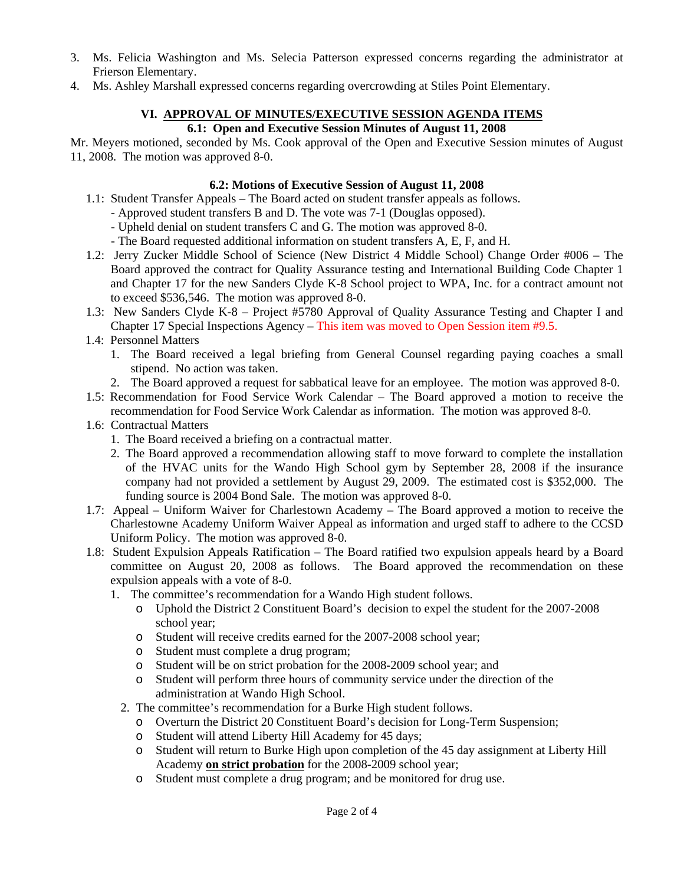3. Ms. Felicia Washington and Ms. Selecia Patterson expressed concerns regarding the administrator at Frierson Elementary.
4. Ms. Ashley Marshall expressed concerns regarding overcrowding at Stiles Point Elementary.

## VI. APPROVAL OF MINUTES/EXECUTIVE SESSION AGENDA ITEMS

### 6.1: Open and Executive Session Minutes of August 11, 2008

Mr. Meyers motioned, seconded by Ms. Cook approval of the Open and Executive Session minutes of August 11, 2008. The motion was approved 8-0.

### 6.2: Motions of Executive Session of August 11, 2008

1.1: Student Transfer Appeals – The Board acted on student transfer appeals as follows.
- Approved student transfers B and D. The vote was 7-1 (Douglas opposed).
- Upheld denial on student transfers C and G. The motion was approved 8-0.
- The Board requested additional information on student transfers A, E, F, and H.

1.2: Jerry Zucker Middle School of Science (New District 4 Middle School) Change Order #006 – The Board approved the contract for Quality Assurance testing and International Building Code Chapter 1 and Chapter 17 for the new Sanders Clyde K-8 School project to WPA, Inc. for a contract amount not to exceed $536,546. The motion was approved 8-0.

1.3: New Sanders Clyde K-8 – Project #5780 Approval of Quality Assurance Testing and Chapter I and Chapter 17 Special Inspections Agency – This item was moved to Open Session item #9.5.

1.4: Personnel Matters
1. The Board received a legal briefing from General Counsel regarding paying coaches a small stipend. No action was taken.
2. The Board approved a request for sabbatical leave for an employee. The motion was approved 8-0.

1.5: Recommendation for Food Service Work Calendar – The Board approved a motion to receive the recommendation for Food Service Work Calendar as information. The motion was approved 8-0.

1.6: Contractual Matters
1. The Board received a briefing on a contractual matter.
2. The Board approved a recommendation allowing staff to move forward to complete the installation of the HVAC units for the Wando High School gym by September 28, 2008 if the insurance company had not provided a settlement by August 29, 2009. The estimated cost is $352,000. The funding source is 2004 Bond Sale. The motion was approved 8-0.

1.7: Appeal – Uniform Waiver for Charlestown Academy – The Board approved a motion to receive the Charlestowne Academy Uniform Waiver Appeal as information and urged staff to adhere to the CCSD Uniform Policy. The motion was approved 8-0.

1.8: Student Expulsion Appeals Ratification – The Board ratified two expulsion appeals heard by a Board committee on August 20, 2008 as follows. The Board approved the recommendation on these expulsion appeals with a vote of 8-0.
1. The committee's recommendation for a Wando High student follows.
   - Uphold the District 2 Constituent Board's decision to expel the student for the 2007-2008 school year;
   - Student will receive credits earned for the 2007-2008 school year;
   - Student must complete a drug program;
   - Student will be on strict probation for the 2008-2009 school year; and
   - Student will perform three hours of community service under the direction of the administration at Wando High School.
2. The committee's recommendation for a Burke High student follows.
   - Overturn the District 20 Constituent Board's decision for Long-Term Suspension;
   - Student will attend Liberty Hill Academy for 45 days;
   - Student will return to Burke High upon completion of the 45 day assignment at Liberty Hill Academy **on strict probation** for the 2008-2009 school year;
   - Student must complete a drug program; and be monitored for drug use.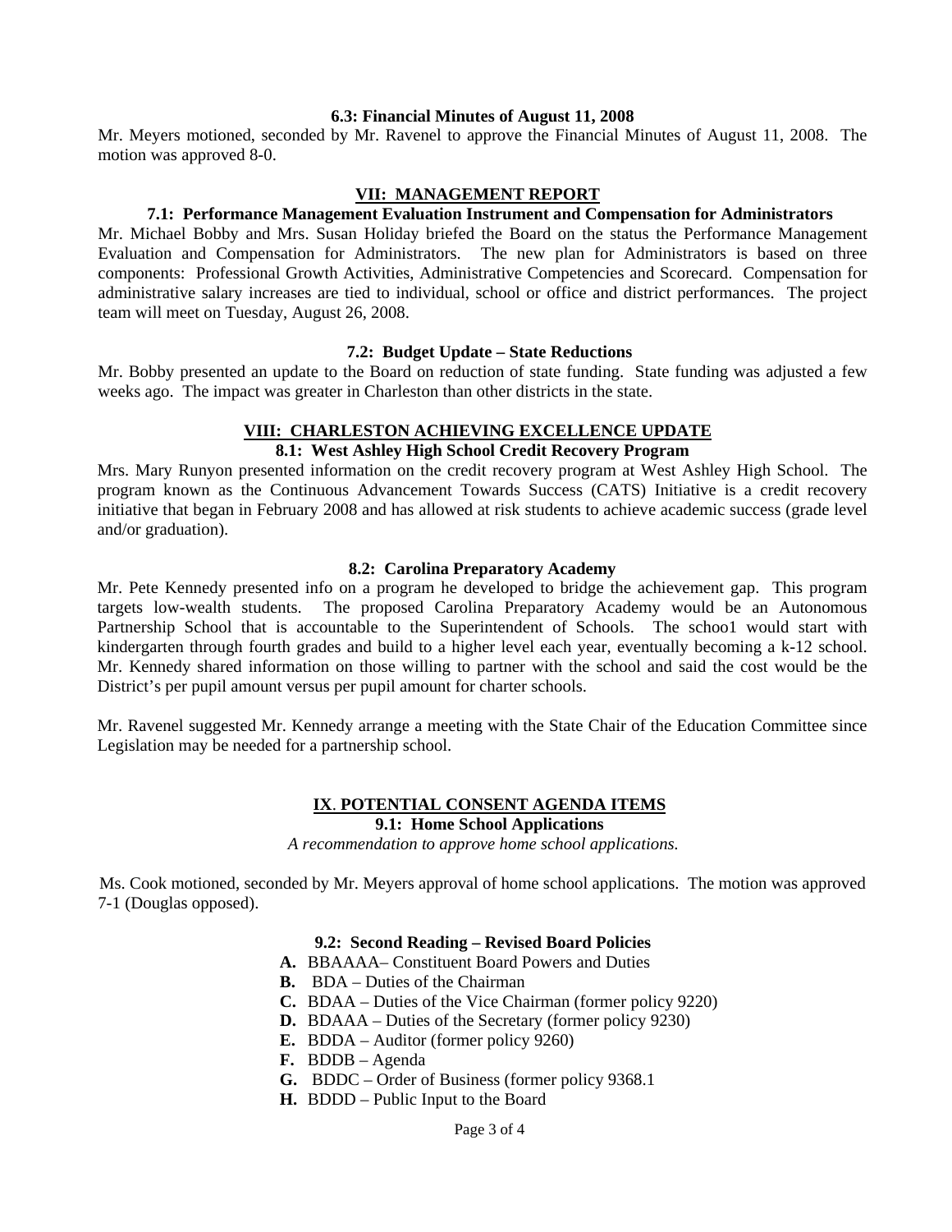**6.3: Financial Minutes of August 11, 2008**

Mr. Meyers motioned, seconded by Mr. Ravenel to approve the Financial Minutes of August 11, 2008. The motion was approved 8-0.

## VII: MANAGEMENT REPORT

**7.1: Performance Management Evaluation Instrument and Compensation for Administrators**

Mr. Michael Bobby and Mrs. Susan Holiday briefed the Board on the status the Performance Management Evaluation and Compensation for Administrators. The new plan for Administrators is based on three components: Professional Growth Activities, Administrative Competencies and Scorecard. Compensation for administrative salary increases are tied to individual, school or office and district performances. The project team will meet on Tuesday, August 26, 2008.

**7.2: Budget Update – State Reductions**

Mr. Bobby presented an update to the Board on reduction of state funding. State funding was adjusted a few weeks ago. The impact was greater in Charleston than other districts in the state.

## VIII: CHARLESTON ACHIEVING EXCELLENCE UPDATE

**8.1: West Ashley High School Credit Recovery Program**

Mrs. Mary Runyon presented information on the credit recovery program at West Ashley High School. The program known as the Continuous Advancement Towards Success (CATS) Initiative is a credit recovery initiative that began in February 2008 and has allowed at risk students to achieve academic success (grade level and/or graduation).

**8.2: Carolina Preparatory Academy**

Mr. Pete Kennedy presented info on a program he developed to bridge the achievement gap. This program targets low-wealth students. The proposed Carolina Preparatory Academy would be an Autonomous Partnership School that is accountable to the Superintendent of Schools. The schoo1 would start with kindergarten through fourth grades and build to a higher level each year, eventually becoming a k-12 school. Mr. Kennedy shared information on those willing to partner with the school and said the cost would be the District's per pupil amount versus per pupil amount for charter schools.

Mr. Ravenel suggested Mr. Kennedy arrange a meeting with the State Chair of the Education Committee since Legislation may be needed for a partnership school.

## IX. POTENTIAL CONSENT AGENDA ITEMS

**9.1: Home School Applications**

*A recommendation to approve home school applications.*

Ms. Cook motioned, seconded by Mr. Meyers approval of home school applications. The motion was approved 7-1 (Douglas opposed).

**9.2: Second Reading – Revised Board Policies**

- **A.** BBAAAA– Constituent Board Powers and Duties
- **B.** BDA – Duties of the Chairman
- **C.** BDAA – Duties of the Vice Chairman (former policy 9220)
- **D.** BDAAA – Duties of the Secretary (former policy 9230)
- **E.** BDDA – Auditor (former policy 9260)
- **F.** BDDB – Agenda
- **G.** BDDC – Order of Business (former policy 9368.1
- **H.** BDDD – Public Input to the Board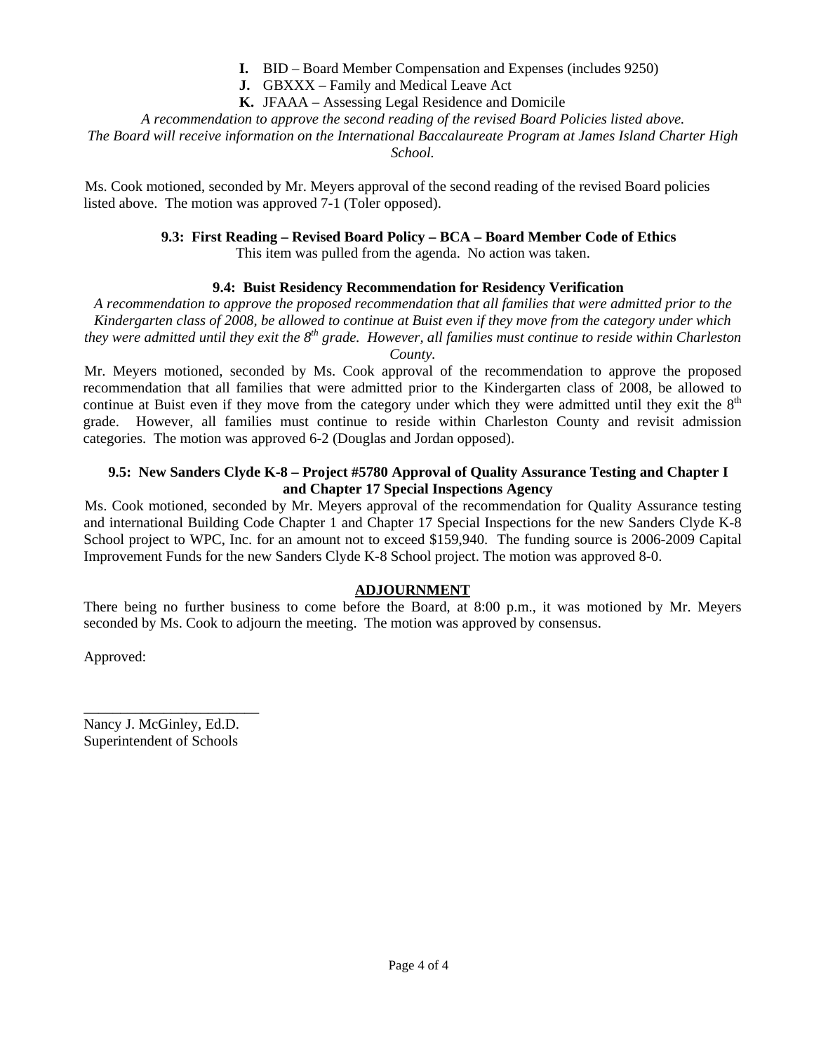**I.** BID – Board Member Compensation and Expenses (includes 9250)

**J.** GBXXX – Family and Medical Leave Act

**K.** JFAAA – Assessing Legal Residence and Domicile

*A recommendation to approve the second reading of the revised Board Policies listed above.*
*The Board will receive information on the International Baccalaureate Program at James Island Charter High School.*

Ms. Cook motioned, seconded by Mr. Meyers approval of the second reading of the revised Board policies listed above. The motion was approved 7-1 (Toler opposed).

**9.3: First Reading – Revised Board Policy – BCA – Board Member Code of Ethics**

This item was pulled from the agenda. No action was taken.

**9.4: Buist Residency Recommendation for Residency Verification**

*A recommendation to approve the proposed recommendation that all families that were admitted prior to the Kindergarten class of 2008, be allowed to continue at Buist even if they move from the category under which they were admitted until they exit the 8th grade. However, all families must continue to reside within Charleston County.*

Mr. Meyers motioned, seconded by Ms. Cook approval of the recommendation to approve the proposed recommendation that all families that were admitted prior to the Kindergarten class of 2008, be allowed to continue at Buist even if they move from the category under which they were admitted until they exit the 8th grade. However, all families must continue to reside within Charleston County and revisit admission categories. The motion was approved 6-2 (Douglas and Jordan opposed).

**9.5: New Sanders Clyde K-8 – Project #5780 Approval of Quality Assurance Testing and Chapter I and Chapter 17 Special Inspections Agency**

Ms. Cook motioned, seconded by Mr. Meyers approval of the recommendation for Quality Assurance testing and international Building Code Chapter 1 and Chapter 17 Special Inspections for the new Sanders Clyde K-8 School project to WPC, Inc. for an amount not to exceed $159,940. The funding source is 2006-2009 Capital Improvement Funds for the new Sanders Clyde K-8 School project. The motion was approved 8-0.

## ADJOURNMENT

There being no further business to come before the Board, at 8:00 p.m., it was motioned by Mr. Meyers seconded by Ms. Cook to adjourn the meeting. The motion was approved by consensus.

Approved:

________________________

Nancy J. McGinley, Ed.D.
Superintendent of Schools